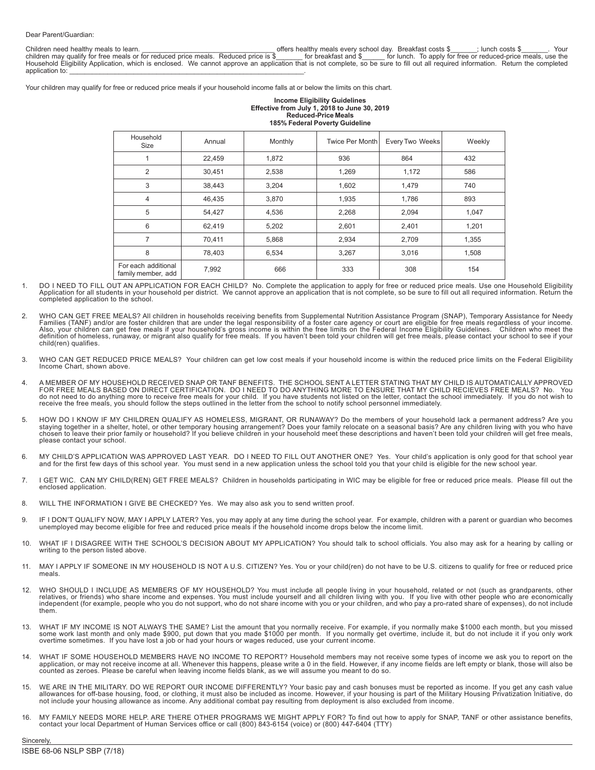Dear Parent/Guardian:

Children need healthy meals to learn. ___________________________________ offers healthy meals every school day. Breakfast costs $_______; lunch costs $_______. Your children may qualify for free meals or for reduced price meals. Reduced price is $_______ for breakfast and $______ for lunch. To apply for free or reduced-price meals, use the Household Eligibility Application, which is enclosed. We cannot approve an application that is not complete, so be sure to fill out all required information. Return the completed application to: ________________________________________________________________.

Your children may qualify for free or reduced price meals if your household income falls at or below the limits on this chart.

**Income Eligibility Guidelines**
**Effective from July 1, 2018 to June 30, 2019**
**Reduced-Price Meals**
**185% Federal Poverty Guideline**

| Household Size | Annual | Monthly | Twice Per Month | Every Two Weeks | Weekly |
|---|---|---|---|---|---|
| 1 | 22,459 | 1,872 | 936 | 864 | 432 |
| 2 | 30,451 | 2,538 | 1,269 | 1,172 | 586 |
| 3 | 38,443 | 3,204 | 1,602 | 1,479 | 740 |
| 4 | 46,435 | 3,870 | 1,935 | 1,786 | 893 |
| 5 | 54,427 | 4,536 | 2,268 | 2,094 | 1,047 |
| 6 | 62,419 | 5,202 | 2,601 | 2,401 | 1,201 |
| 7 | 70,411 | 5,868 | 2,934 | 2,709 | 1,355 |
| 8 | 78,403 | 6,534 | 3,267 | 3,016 | 1,508 |
| For each additional family member, add | 7,992 | 666 | 333 | 308 | 154 |

1. DO I NEED TO FILL OUT AN APPLICATION FOR EACH CHILD? No. Complete the application to apply for free or reduced price meals. Use one Household Eligibility Application for all students in your household per district. We cannot approve an application that is not complete, so be sure to fill out all required information. Return the completed application to the school.

2. WHO CAN GET FREE MEALS? All children in households receiving benefits from Supplemental Nutrition Assistance Program (SNAP), Temporary Assistance for Needy Families (TANF) and/or are foster children that are under the legal responsibility of a foster care agency or court are eligible for free meals regardless of your income. Also, your children can get free meals if your household's gross income is within the free limits on the Federal Income Eligibility Guidelines. Children who meet the definition of homeless, runaway, or migrant also qualify for free meals. If you haven't been told your children will get free meals, please contact your school to see if your child(ren) qualifies.

3. WHO CAN GET REDUCED PRICE MEALS? Your children can get low cost meals if your household income is within the reduced price limits on the Federal Eligibility Income Chart, shown above.

4. A MEMBER OF MY HOUSEHOLD RECEIVED SNAP OR TANF BENEFITS. THE SCHOOL SENT A LETTER STATING THAT MY CHILD IS AUTOMATICALLY APPROVED FOR FREE MEALS BASED ON DIRECT CERTIFICATION. DO I NEED TO DO ANYTHING MORE TO ENSURE THAT MY CHILD RECIEVES FREE MEALS? No. You do not need to do anything more to receive free meals for your child. If you have students not listed on the letter, contact the school immediately. If you do not wish to receive the free meals, you should follow the steps outlined in the letter from the school to notify school personnel immediately.

5. HOW DO I KNOW IF MY CHILDREN QUALIFY AS HOMELESS, MIGRANT, OR RUNAWAY? Do the members of your household lack a permanent address? Are you staying together in a shelter, hotel, or other temporary housing arrangement? Does your family relocate on a seasonal basis? Are any children living with you who have chosen to leave their prior family or household? If you believe children in your household meet these descriptions and haven't been told your children will get free meals, please contact your school.

6. MY CHILD'S APPLICATION WAS APPROVED LAST YEAR. DO I NEED TO FILL OUT ANOTHER ONE? Yes. Your child's application is only good for that school year and for the first few days of this school year. You must send in a new application unless the school told you that your child is eligible for the new school year.

7. I GET WIC. CAN MY CHILD(REN) GET FREE MEALS? Children in households participating in WIC may be eligible for free or reduced price meals. Please fill out the enclosed application.

8. WILL THE INFORMATION I GIVE BE CHECKED? Yes. We may also ask you to send written proof.

9. IF I DON'T QUALIFY NOW, MAY I APPLY LATER? Yes, you may apply at any time during the school year. For example, children with a parent or guardian who becomes unemployed may become eligible for free and reduced price meals if the household income drops below the income limit.

10. WHAT IF I DISAGREE WITH THE SCHOOL'S DECISION ABOUT MY APPLICATION? You should talk to school officials. You also may ask for a hearing by calling or writing to the person listed above.

11. MAY I APPLY IF SOMEONE IN MY HOUSEHOLD IS NOT A U.S. CITIZEN? Yes. You or your child(ren) do not have to be U.S. citizens to qualify for free or reduced price meals.

12. WHO SHOULD I INCLUDE AS MEMBERS OF MY HOUSEHOLD? You must include all people living in your household, related or not (such as grandparents, other relatives, or friends) who share income and expenses. You must include yourself and all children living with you. If you live with other people who are economically independent (for example, people who you do not support, who do not share income with you or your children, and who pay a pro-rated share of expenses), do not include them.

13. WHAT IF MY INCOME IS NOT ALWAYS THE SAME? List the amount that you normally receive. For example, if you normally make $1000 each month, but you missed some work last month and only made $900, put down that you made $1000 per month. If you normally get overtime, include it, but do not include it if you only work overtime sometimes. If you have lost a job or had your hours or wages reduced, use your current income.

14. WHAT IF SOME HOUSEHOLD MEMBERS HAVE NO INCOME TO REPORT? Household members may not receive some types of income we ask you to report on the application, or may not receive income at all. Whenever this happens, please write a 0 in the field. However, if any income fields are left empty or blank, those will also be counted as zeroes. Please be careful when leaving income fields blank, as we will assume you meant to do so.

15. WE ARE IN THE MILITARY. DO WE REPORT OUR INCOME DIFFERENTLY? Your basic pay and cash bonuses must be reported as income. If you get any cash value allowances for off-base housing, food, or clothing, it must also be included as income. However, if your housing is part of the Military Housing Privatization Initiative, do not include your housing allowance as income. Any additional combat pay resulting from deployment is also excluded from income.

16. MY FAMILY NEEDS MORE HELP. ARE THERE OTHER PROGRAMS WE MIGHT APPLY FOR? To find out how to apply for SNAP, TANF or other assistance benefits, contact your local Department of Human Services office or call (800) 843-6154 (voice) or (800) 447-6404 (TTY)

Sincerely,

ISBE 68-06 NSLP SBP (7/18)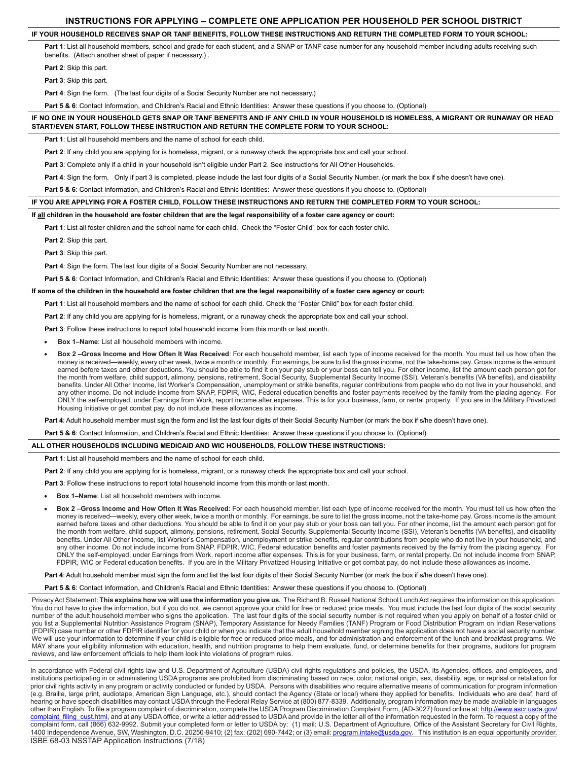# INSTRUCTIONS FOR APPLYING – COMPLETE ONE APPLICATION PER HOUSEHOLD PER SCHOOL DISTRICT

## IF YOUR HOUSEHOLD RECEIVES SNAP OR TANF BENEFITS, FOLLOW THESE INSTRUCTIONS AND RETURN THE COMPLETED FORM TO YOUR SCHOOL:

**Part 1**: List all household members, school and grade for each student, and a SNAP or TANF case number for any household member including adults receiving such benefits. (Attach another sheet of paper if necessary.) .

**Part 2**: Skip this part.

**Part 3**: Skip this part.

**Part 4**: Sign the form. (The last four digits of a Social Security Number are not necessary.)

**Part 5 & 6**: Contact Information, and Children's Racial and Ethnic Identities: Answer these questions if you choose to. (Optional)

## IF NO ONE IN YOUR HOUSEHOLD GETS SNAP OR TANF BENEFITS AND IF ANY CHILD IN YOUR HOUSEHOLD IS HOMELESS, A MIGRANT OR RUNAWAY OR HEAD START/EVEN START, FOLLOW THESE INSTRUCTION AND RETURN THE COMPLETE FORM TO YOUR SCHOOL:

**Part 1**: List all household members and the name of school for each child.

**Part 2**: If any child you are applying for is homeless, migrant, or a runaway check the appropriate box and call your school.

**Part 3**: Complete only if a child in your household isn't eligible under Part 2. See instructions for All Other Households.

**Part 4**: Sign the form. Only if part 3 is completed, please include the last four digits of a Social Security Number. (or mark the box if s/he doesn't have one).

**Part 5 & 6**: Contact Information, and Children's Racial and Ethnic Identities: Answer these questions if you choose to. (Optional)

## IF YOU ARE APPLYING FOR A FOSTER CHILD, FOLLOW THESE INSTRUCTIONS AND RETURN THE COMPLETED FORM TO YOUR SCHOOL:

**If all children in the household are foster children that are the legal responsibility of a foster care agency or court:**

**Part 1**: List all foster children and the school name for each child. Check the "Foster Child" box for each foster child.

**Part 2**: Skip this part.

**Part 3**: Skip this part.

**Part 4**: Sign the form. The last four digits of a Social Security Number are not necessary.

**Part 5 & 6**: Contact Information, and Children's Racial and Ethnic Identities: Answer these questions if you choose to. (Optional)

**If some of the children in the household are foster children that are the legal responsibility of a foster care agency or court:**

**Part 1**: List all household members and the name of school for each child. Check the "Foster Child" box for each foster child.

**Part 2**: If any child you are applying for is homeless, migrant, or a runaway check the appropriate box and call your school.

**Part 3**: Follow these instructions to report total household income from this month or last month.

- **Box 1–Name**: List all household members with income.
- **Box 2 –Gross Income and How Often It Was Received**: For each household member, list each type of income received for the month. You must tell us how often the money is received—weekly, every other week, twice a month or monthly. For earnings, be sure to list the gross income, not the take-home pay. Gross income is the amount earned before taxes and other deductions. You should be able to find it on your pay stub or your boss can tell you. For other income, list the amount each person got for the month from welfare, child support, alimony, pensions, retirement, Social Security, Supplemental Security Income (SSI), Veteran's benefits (VA benefits), and disability benefits. Under All Other Income, list Worker's Compensation, unemployment or strike benefits, regular contributions from people who do not live in your household, and any other income. Do not include income from SNAP, FDPIR, WIC, Federal education benefits and foster payments received by the family from the placing agency. For ONLY the self-employed, under Earnings from Work, report income after expenses. This is for your business, farm, or rental property. If you are in the Military Privatized Housing Initiative or get combat pay, do not include these allowances as income.

**Part 4**: Adult household member must sign the form and list the last four digits of their Social Security Number (or mark the box if s/he doesn't have one).

**Part 5 & 6**: Contact Information, and Children's Racial and Ethnic Identities: Answer these questions if you choose to. (Optional)

## ALL OTHER HOUSEHOLDS INCLUDING MEDICAID AND WIC HOUSEHOLDS, FOLLOW THESE INSTRUCTIONS:

**Part 1**: List all household members and the name of school for each child.

**Part 2**: If any child you are applying for is homeless, migrant, or a runaway check the appropriate box and call your school.

**Part 3**: Follow these instructions to report total household income from this month or last month.

- **Box 1–Name**: List all household members with income.
- **Box 2 –Gross Income and How Often It Was Received**: For each household member, list each type of income received for the month. You must tell us how often the money is received—weekly, every other week, twice a month or monthly. For earnings, be sure to list the gross income, not the take-home pay. Gross income is the amount earned before taxes and other deductions. You should be able to find it on your pay stub or your boss can tell you. For other income, list the amount each person got for the month from welfare, child support, alimony, pensions, retirement, Social Security, Supplemental Security Income (SSI), Veteran's benefits (VA benefits), and disability benefits. Under All Other Income, list Worker's Compensation, unemployment or strike benefits, regular contributions from people who do not live in your household, and any other income. Do not include income from SNAP, FDPIR, WIC, Federal education benefits and foster payments received by the family from the placing agency. For ONLY the self-employed, under Earnings from Work, report income after expenses. This is for your business, farm, or rental property. Do not include income from SNAP, FDPIR, WIC or Federal education benefits. If you are in the Military Privatized Housing Initiative or get combat pay, do not include these allowances as income.

**Part 4**: Adult household member must sign the form and list the last four digits of their Social Security Number (or mark the box if s/he doesn't have one).

**Part 5 & 6**: Contact Information, and Children's Racial and Ethnic Identities: Answer these questions if you choose to. (Optional)

Privacy Act Statement: **This explains how we will use the information you give us.** The Richard B. Russell National School Lunch Act requires the information on this application. You do not have to give the information, but if you do not, we cannot approve your child for free or reduced price meals. You must include the last four digits of the social security number of the adult household member who signs the application. The last four digits of the social security number is not required when you apply on behalf of a foster child or you list a Supplemental Nutrition Assistance Program (SNAP), Temporary Assistance for Needy Families (TANF) Program or Food Distribution Program on Indian Reservations (FDPIR) case number or other FDPIR identifier for your child or when you indicate that the adult household member signing the application does not have a social security number. We will use your information to determine if your child is eligible for free or reduced price meals, and for administration and enforcement of the lunch and breakfast programs. We MAY share your eligibility information with education, health, and nutrition programs to help them evaluate, fund, or determine benefits for their programs, auditors for program reviews, and law enforcement officials to help them look into violations of program rules.

In accordance with Federal civil rights law and U.S. Department of Agriculture (USDA) civil rights regulations and policies, the USDA, its Agencies, offices, and employees, and institutions participating in or administering USDA programs are prohibited from discriminating based on race, color, national origin, sex, disability, age, or reprisal or retaliation for prior civil rights activity in any program or activity conducted or funded by USDA. Persons with disabilities who require alternative means of communication for program information (e.g. Braille, large print, audiotape, American Sign Language, etc.), should contact the Agency (State or local) where they applied for benefits. Individuals who are deaf, hard of hearing or have speech disabilities may contact USDA through the Federal Relay Service at (800) 877-8339. Additionally, program information may be made available in languages other than English. To file a program complaint of discrimination, complete the USDA Program Discrimination Complaint Form, (AD-3027) found online at: http://www.ascr.usda.gov/complaint_filing_cust.html, and at any USDA office, or write a letter addressed to USDA and provide in the letter all of the information requested in the form. To request a copy of the complaint form, call (866) 632-9992. Submit your completed form or letter to USDA by: (1) mail: U.S. Department of Agriculture, Office of the Assistant Secretary for Civil Rights, 1400 Independence Avenue, SW, Washington, D.C. 20250-9410; (2) fax: (202) 690-7442; or (3) email: program.intake@usda.gov. This institution is an equal opportunity provider.

ISBE 68-03 NSSTAP Application Instructions (7/18)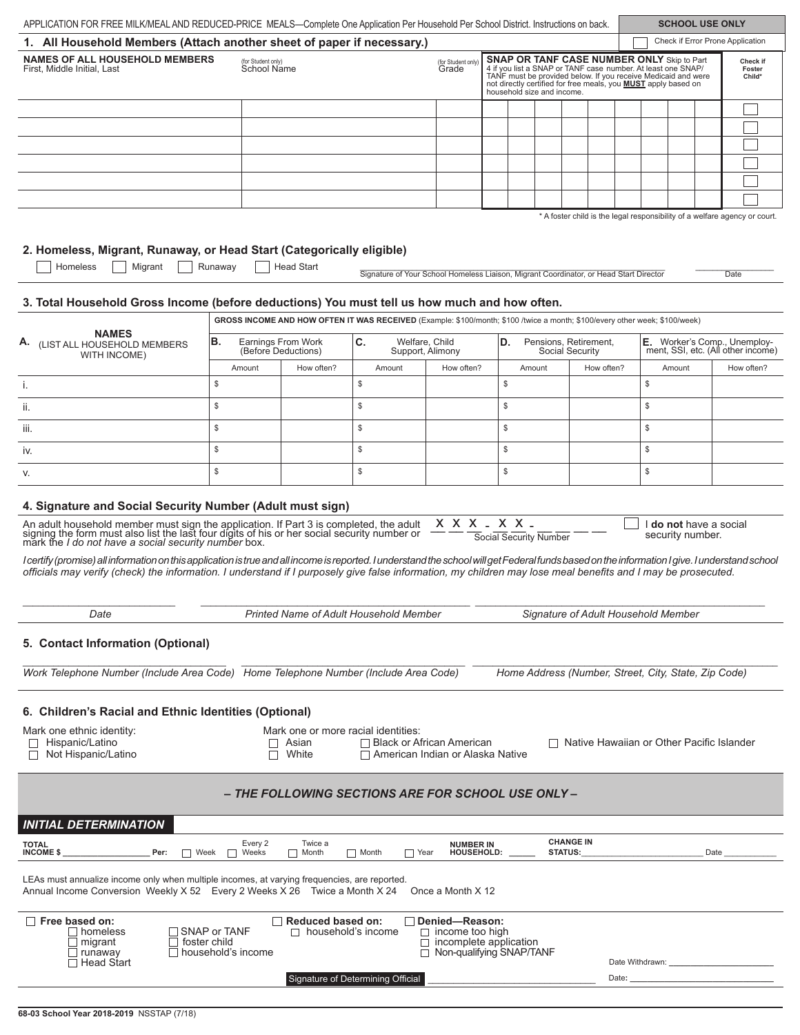APPLICATION FOR FREE MILK/MEAL AND REDUCED-PRICE MEALS—Complete One Application Per Household Per School District. Instructions on back.

**SCHOOL USE ONLY**

☐ Check if Error Prone Application

## 1. All Household Members (Attach another sheet of paper if necessary.)

| NAMES OF ALL HOUSEHOLD MEMBERS First, Middle Initial, Last | (for Student only) School Name | (for Student only) Grade | **SNAP OR TANF CASE NUMBER ONLY** Skip to Part 4 if you list a SNAP or TANF case number. At least one SNAP/TANF must be provided below. If you receive Medicaid and were not directly certified for free meals, you **MUST** apply based on household size and income. | Check if Foster Child* |
|---|---|---|---|---|
| | | | | ☐ |
| | | | | ☐ |
| | | | | ☐ |
| | | | | ☐ |
| | | | | ☐ |
| | | | | ☐ |

\* A foster child is the legal responsibility of a welfare agency or court.

## 2. Homeless, Migrant, Runaway, or Head Start (Categorically eligible)

☐ Homeless ☐ Migrant ☐ Runaway ☐ Head Start

_______________________________ Signature of Your School Homeless Liaison, Migrant Coordinator, or Head Start Director

__________ Date

## 3. Total Household Gross Income (before deductions) You must tell us how much and how often.

GROSS INCOME AND HOW OFTEN IT WAS RECEIVED (Example: $100/month; $100 /twice a month; $100/every other week; $100/week)

| A. NAMES (LIST ALL HOUSEHOLD MEMBERS WITH INCOME) | B. Earnings From Work (Before Deductions) | | C. Welfare, Child Support, Alimony | | D. Pensions, Retirement, Social Security | | E. Worker's Comp., Unemployment, SSI, etc. (All other income) | |
|---|---|---|---|---|---|---|---|---|
| | Amount | How often? | Amount | How often? | Amount | How often? | Amount | How often? |
| i. | $ | | $ | | $ | | $ | |
| ii. | $ | | $ | | $ | | $ | |
| iii. | $ | | $ | | $ | | $ | |
| iv. | $ | | $ | | $ | | $ | |
| v. | $ | | $ | | $ | | $ | |

## 4. Signature and Social Security Number (Adult must sign)

An adult household member must sign the application. If Part 3 is completed, the adult signing the form must also list the last four digits of his or her social security number or mark the *I do not have a social security number* box.

X X X - X X - ___ ___ ___ ___ Social Security Number

☐ I **do not** have a social security number.

*I certify (promise) all information on this application is true and all income is reported. I understand the school will get Federal funds based on the information I give. I understand school officials may verify (check) the information. I understand if I purposely give false information, my children may lose meal benefits and I may be prosecuted.*

__________ *Date* __________ *Printed Name of Adult Household Member* __________ *Signature of Adult Household Member*

## 5. Contact Information (Optional)

__________ *Work Telephone Number (Include Area Code)* __________ *Home Telephone Number (Include Area Code)* __________ *Home Address (Number, Street, City, State, Zip Code)*

## 6. Children's Racial and Ethnic Identities (Optional)

Mark one ethnic identity:
- ☐ Hispanic/Latino
- ☐ Not Hispanic/Latino

Mark one or more racial identities:
- ☐ Asian
- ☐ White
- ☐ Black or African American
- ☐ American Indian or Alaska Native
- ☐ Native Hawaiian or Other Pacific Islander

### – THE FOLLOWING SECTIONS ARE FOR SCHOOL USE ONLY –

### *INITIAL DETERMINATION*

TOTAL INCOME $ __________ Per: ☐ Week ☐ Every 2 Weeks ☐ Twice a Month ☐ Month ☐ Year NUMBER IN HOUSEHOLD: ______ CHANGE IN STATUS: __________ Date ______

LEAs must annualize income only when multiple incomes, at varying frequencies, are reported.
Annual Income Conversion Weekly X 52 Every 2 Weeks X 26 Twice a Month X 24 Once a Month X 12

☐ **Free based on:**
- ☐ homeless
- ☐ migrant
- ☐ runaway
- ☐ Head Start
- ☐ SNAP or TANF
- ☐ foster child
- ☐ household's income

☐ **Reduced based on:**
- ☐ household's income

☐ **Denied—Reason:**
- ☐ income too high
- ☐ incomplete application
- ☐ Non-qualifying SNAP/TANF

Signature of Determining Official __________

Date Withdrawn: __________

Date: __________

68-03 School Year 2018-2019 NSSTAP (7/18)